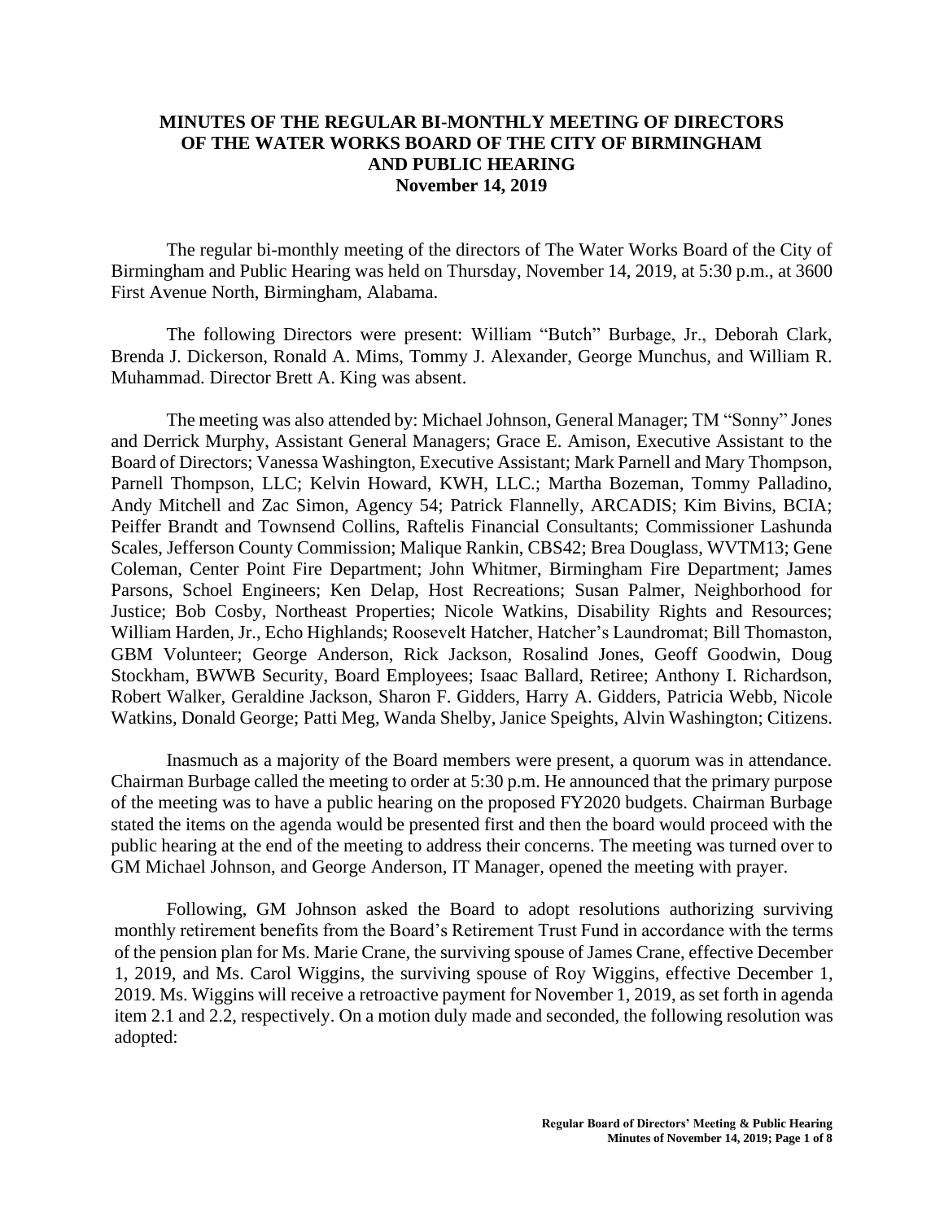# MINUTES OF THE REGULAR BI-MONTHLY MEETING OF DIRECTORS OF THE WATER WORKS BOARD OF THE CITY OF BIRMINGHAM AND PUBLIC HEARING

**November 14, 2019**

The regular bi-monthly meeting of the directors of The Water Works Board of the City of Birmingham and Public Hearing was held on Thursday, November 14, 2019, at 5:30 p.m., at 3600 First Avenue North, Birmingham, Alabama.

The following Directors were present: William "Butch" Burbage, Jr., Deborah Clark, Brenda J. Dickerson, Ronald A. Mims, Tommy J. Alexander, George Munchus, and William R. Muhammad. Director Brett A. King was absent.

The meeting was also attended by: Michael Johnson, General Manager; TM "Sonny" Jones and Derrick Murphy, Assistant General Managers; Grace E. Amison, Executive Assistant to the Board of Directors; Vanessa Washington, Executive Assistant; Mark Parnell and Mary Thompson, Parnell Thompson, LLC; Kelvin Howard, KWH, LLC.; Martha Bozeman, Tommy Palladino, Andy Mitchell and Zac Simon, Agency 54; Patrick Flannelly, ARCADIS; Kim Bivins, BCIA; Peiffer Brandt and Townsend Collins, Raftelis Financial Consultants; Commissioner Lashunda Scales, Jefferson County Commission; Malique Rankin, CBS42; Brea Douglass, WVTM13; Gene Coleman, Center Point Fire Department; John Whitmer, Birmingham Fire Department; James Parsons, Schoel Engineers; Ken Delap, Host Recreations; Susan Palmer, Neighborhood for Justice; Bob Cosby, Northeast Properties; Nicole Watkins, Disability Rights and Resources; William Harden, Jr., Echo Highlands; Roosevelt Hatcher, Hatcher's Laundromat; Bill Thomaston, GBM Volunteer; George Anderson, Rick Jackson, Rosalind Jones, Geoff Goodwin, Doug Stockham, BWWB Security, Board Employees; Isaac Ballard, Retiree; Anthony I. Richardson, Robert Walker, Geraldine Jackson, Sharon F. Gidders, Harry A. Gidders, Patricia Webb, Nicole Watkins, Donald George; Patti Meg, Wanda Shelby, Janice Speights, Alvin Washington; Citizens.

Inasmuch as a majority of the Board members were present, a quorum was in attendance. Chairman Burbage called the meeting to order at 5:30 p.m. He announced that the primary purpose of the meeting was to have a public hearing on the proposed FY2020 budgets. Chairman Burbage stated the items on the agenda would be presented first and then the board would proceed with the public hearing at the end of the meeting to address their concerns. The meeting was turned over to GM Michael Johnson, and George Anderson, IT Manager, opened the meeting with prayer.

Following, GM Johnson asked the Board to adopt resolutions authorizing surviving monthly retirement benefits from the Board's Retirement Trust Fund in accordance with the terms of the pension plan for Ms. Marie Crane, the surviving spouse of James Crane, effective December 1, 2019, and Ms. Carol Wiggins, the surviving spouse of Roy Wiggins, effective December 1, 2019. Ms. Wiggins will receive a retroactive payment for November 1, 2019, as set forth in agenda item 2.1 and 2.2, respectively. On a motion duly made and seconded, the following resolution was adopted: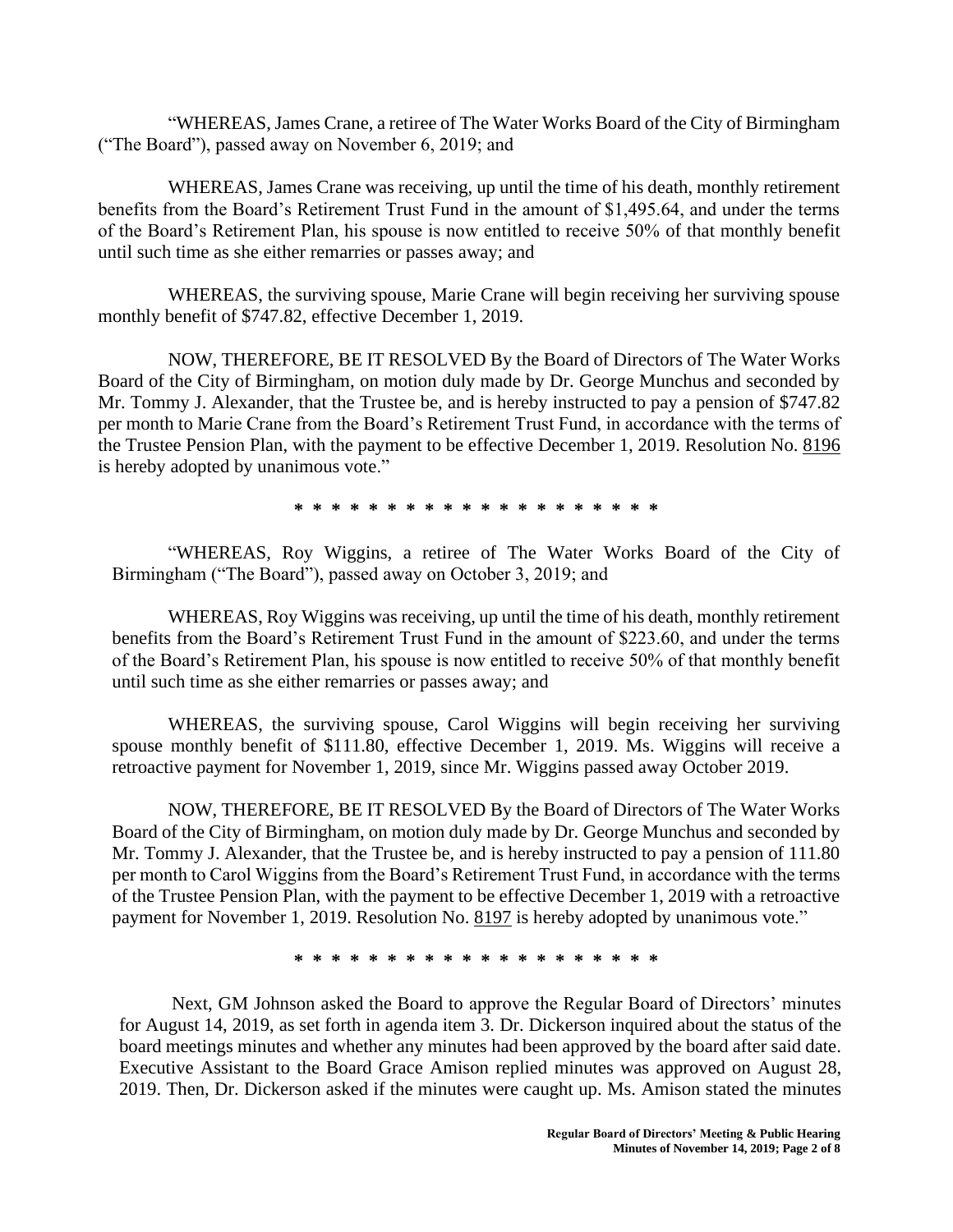"WHEREAS, James Crane, a retiree of The Water Works Board of the City of Birmingham ("The Board"), passed away on November 6, 2019; and

WHEREAS, James Crane was receiving, up until the time of his death, monthly retirement benefits from the Board's Retirement Trust Fund in the amount of $1,495.64, and under the terms of the Board's Retirement Plan, his spouse is now entitled to receive 50% of that monthly benefit until such time as she either remarries or passes away; and

WHEREAS, the surviving spouse, Marie Crane will begin receiving her surviving spouse monthly benefit of $747.82, effective December 1, 2019.

NOW, THEREFORE, BE IT RESOLVED By the Board of Directors of The Water Works Board of the City of Birmingham, on motion duly made by Dr. George Munchus and seconded by Mr. Tommy J. Alexander, that the Trustee be, and is hereby instructed to pay a pension of $747.82 per month to Marie Crane from the Board's Retirement Trust Fund, in accordance with the terms of the Trustee Pension Plan, with the payment to be effective December 1, 2019. Resolution No. 8196 is hereby adopted by unanimous vote."

* * * * * * * * * * * * * * * * * * * * *

"WHEREAS, Roy Wiggins, a retiree of The Water Works Board of the City of Birmingham ("The Board"), passed away on October 3, 2019; and

WHEREAS, Roy Wiggins was receiving, up until the time of his death, monthly retirement benefits from the Board's Retirement Trust Fund in the amount of $223.60, and under the terms of the Board's Retirement Plan, his spouse is now entitled to receive 50% of that monthly benefit until such time as she either remarries or passes away; and

WHEREAS, the surviving spouse, Carol Wiggins will begin receiving her surviving spouse monthly benefit of $111.80, effective December 1, 2019. Ms. Wiggins will receive a retroactive payment for November 1, 2019, since Mr. Wiggins passed away October 2019.

NOW, THEREFORE, BE IT RESOLVED By the Board of Directors of The Water Works Board of the City of Birmingham, on motion duly made by Dr. George Munchus and seconded by Mr. Tommy J. Alexander, that the Trustee be, and is hereby instructed to pay a pension of 111.80 per month to Carol Wiggins from the Board's Retirement Trust Fund, in accordance with the terms of the Trustee Pension Plan, with the payment to be effective December 1, 2019 with a retroactive payment for November 1, 2019. Resolution No. 8197 is hereby adopted by unanimous vote."

* * * * * * * * * * * * * * * * * * * * *

Next, GM Johnson asked the Board to approve the Regular Board of Directors' minutes for August 14, 2019, as set forth in agenda item 3. Dr. Dickerson inquired about the status of the board meetings minutes and whether any minutes had been approved by the board after said date. Executive Assistant to the Board Grace Amison replied minutes was approved on August 28, 2019. Then, Dr. Dickerson asked if the minutes were caught up. Ms. Amison stated the minutes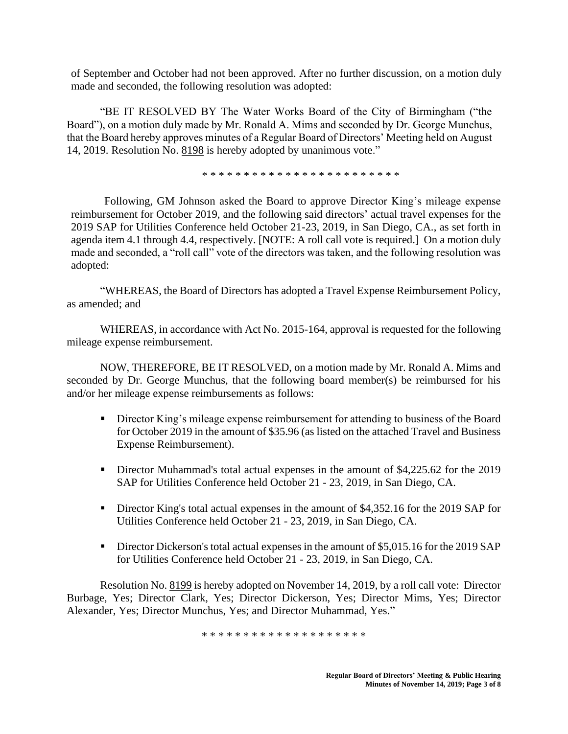of September and October had not been approved. After no further discussion, on a motion duly made and seconded, the following resolution was adopted:

"BE IT RESOLVED BY The Water Works Board of the City of Birmingham ("the Board"), on a motion duly made by Mr. Ronald A. Mims and seconded by Dr. George Munchus, that the Board hereby approves minutes of a Regular Board of Directors' Meeting held on August 14, 2019. Resolution No. 8198 is hereby adopted by unanimous vote."

\* \* \* \* \* \* \* \* \* \* \* \* \* \* \* \* \* \* \* \* \* \* \* \* \*

Following, GM Johnson asked the Board to approve Director King's mileage expense reimbursement for October 2019, and the following said directors' actual travel expenses for the 2019 SAP for Utilities Conference held October 21-23, 2019, in San Diego, CA., as set forth in agenda item 4.1 through 4.4, respectively. [NOTE: A roll call vote is required.] On a motion duly made and seconded, a "roll call" vote of the directors was taken, and the following resolution was adopted:

"WHEREAS, the Board of Directors has adopted a Travel Expense Reimbursement Policy, as amended; and

WHEREAS, in accordance with Act No. 2015-164, approval is requested for the following mileage expense reimbursement.

NOW, THEREFORE, BE IT RESOLVED, on a motion made by Mr. Ronald A. Mims and seconded by Dr. George Munchus, that the following board member(s) be reimbursed for his and/or her mileage expense reimbursements as follows:

- Director King's mileage expense reimbursement for attending to business of the Board for October 2019 in the amount of $35.96 (as listed on the attached Travel and Business Expense Reimbursement).
- Director Muhammad's total actual expenses in the amount of $4,225.62 for the 2019 SAP for Utilities Conference held October 21 - 23, 2019, in San Diego, CA.
- Director King's total actual expenses in the amount of $4,352.16 for the 2019 SAP for Utilities Conference held October 21 - 23, 2019, in San Diego, CA.
- Director Dickerson's total actual expenses in the amount of $5,015.16 for the 2019 SAP for Utilities Conference held October 21 - 23, 2019, in San Diego, CA.

Resolution No. 8199 is hereby adopted on November 14, 2019, by a roll call vote: Director Burbage, Yes; Director Clark, Yes; Director Dickerson, Yes; Director Mims, Yes; Director Alexander, Yes; Director Munchus, Yes; and Director Muhammad, Yes."

\* \* \* \* \* \* \* \* \* \* \* \* \* \* \* \* \* \* \* \*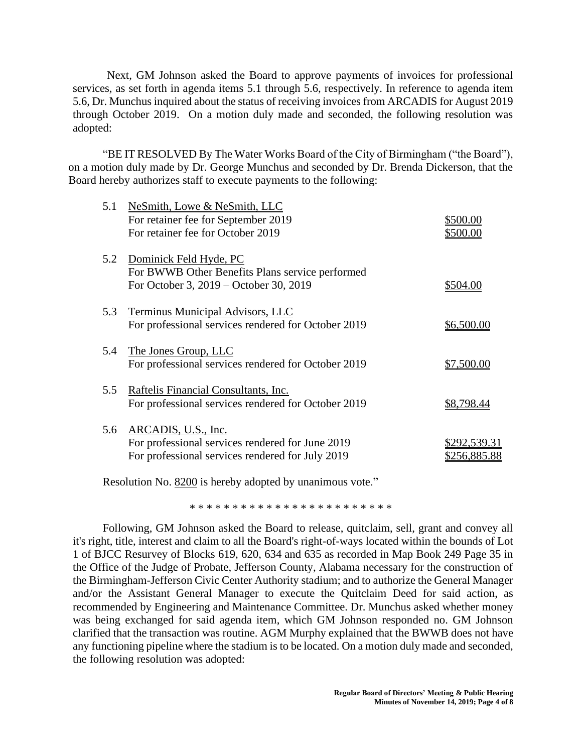Next, GM Johnson asked the Board to approve payments of invoices for professional services, as set forth in agenda items 5.1 through 5.6, respectively. In reference to agenda item 5.6, Dr. Munchus inquired about the status of receiving invoices from ARCADIS for August 2019 through October 2019. On a motion duly made and seconded, the following resolution was adopted:

"BE IT RESOLVED By The Water Works Board of the City of Birmingham ("the Board"), on a motion duly made by Dr. George Munchus and seconded by Dr. Brenda Dickerson, that the Board hereby authorizes staff to execute payments to the following:

| | | |
|---|---|---|
| 5.1 | NeSmith, Lowe & NeSmith, LLC | |
| | For retainer fee for September 2019 | $500.00 |
| | For retainer fee for October 2019 | $500.00 |
| 5.2 | Dominick Feld Hyde, PC | |
| | For BWWB Other Benefits Plans service performed For October 3, 2019 – October 30, 2019 | $504.00 |
| 5.3 | Terminus Municipal Advisors, LLC | |
| | For professional services rendered for October 2019 | $6,500.00 |
| 5.4 | The Jones Group, LLC | |
| | For professional services rendered for October 2019 | $7,500.00 |
| 5.5 | Raftelis Financial Consultants, Inc. | |
| | For professional services rendered for October 2019 | $8,798.44 |
| 5.6 | ARCADIS, U.S., Inc. | |
| | For professional services rendered for June 2019 | $292,539.31 |
| | For professional services rendered for July 2019 | $256,885.88 |

Resolution No. 8200 is hereby adopted by unanimous vote."

\* \* \* \* \* \* \* \* \* \* \* \* \* \* \* \* \* \* \* \* \* \* \* \*

Following, GM Johnson asked the Board to release, quitclaim, sell, grant and convey all it's right, title, interest and claim to all the Board's right-of-ways located within the bounds of Lot 1 of BJCC Resurvey of Blocks 619, 620, 634 and 635 as recorded in Map Book 249 Page 35 in the Office of the Judge of Probate, Jefferson County, Alabama necessary for the construction of the Birmingham-Jefferson Civic Center Authority stadium; and to authorize the General Manager and/or the Assistant General Manager to execute the Quitclaim Deed for said action, as recommended by Engineering and Maintenance Committee. Dr. Munchus asked whether money was being exchanged for said agenda item, which GM Johnson responded no. GM Johnson clarified that the transaction was routine. AGM Murphy explained that the BWWB does not have any functioning pipeline where the stadium is to be located. On a motion duly made and seconded, the following resolution was adopted: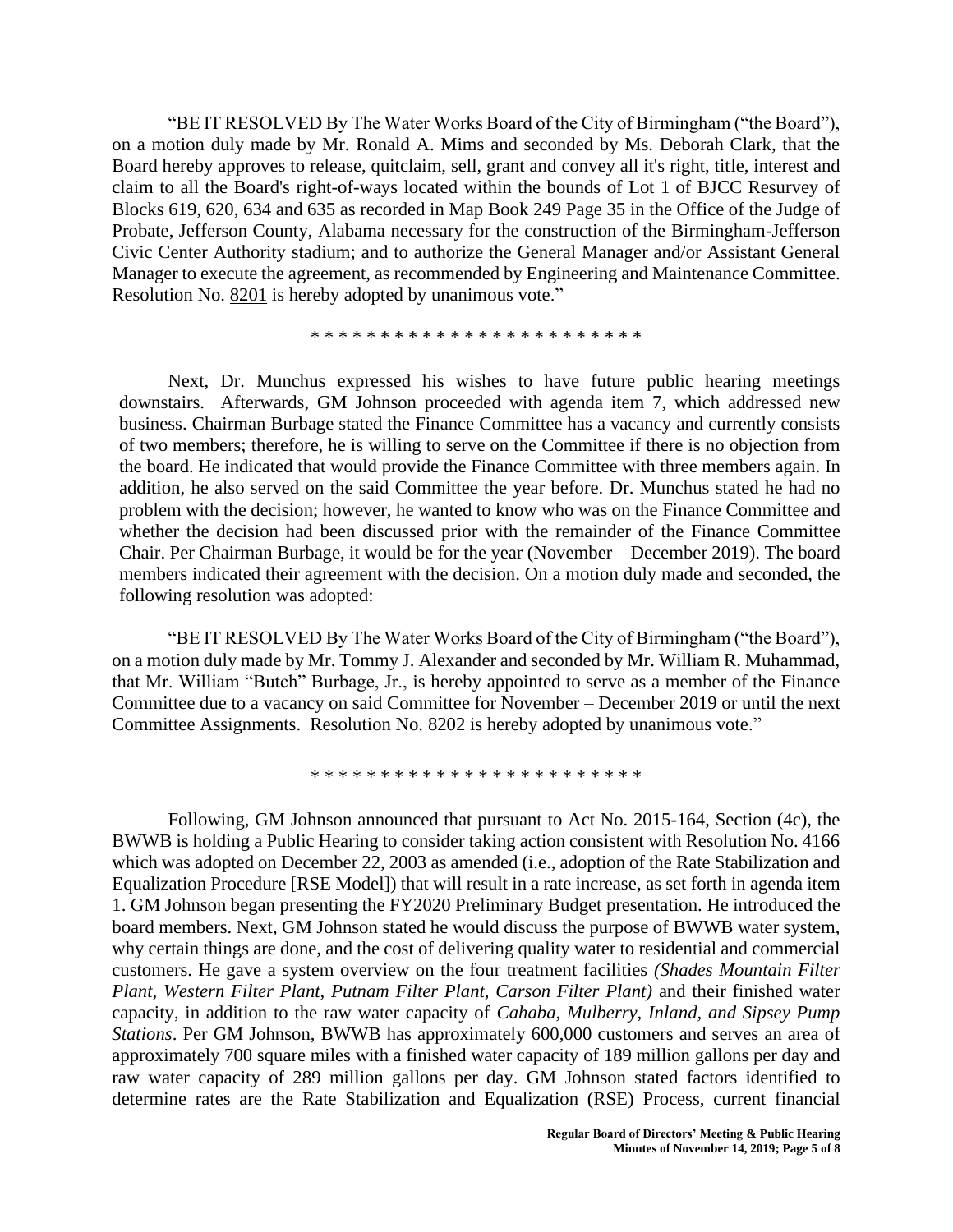"BE IT RESOLVED By The Water Works Board of the City of Birmingham ("the Board"), on a motion duly made by Mr. Ronald A. Mims and seconded by Ms. Deborah Clark, that the Board hereby approves to release, quitclaim, sell, grant and convey all it's right, title, interest and claim to all the Board's right-of-ways located within the bounds of Lot 1 of BJCC Resurvey of Blocks 619, 620, 634 and 635 as recorded in Map Book 249 Page 35 in the Office of the Judge of Probate, Jefferson County, Alabama necessary for the construction of the Birmingham-Jefferson Civic Center Authority stadium; and to authorize the General Manager and/or Assistant General Manager to execute the agreement, as recommended by Engineering and Maintenance Committee. Resolution No. 8201 is hereby adopted by unanimous vote."

\* \* \* \* \* \* \* \* \* \* \* \* \* \* \* \* \* \* \* \* \* \* \* \*

Next, Dr. Munchus expressed his wishes to have future public hearing meetings downstairs. Afterwards, GM Johnson proceeded with agenda item 7, which addressed new business. Chairman Burbage stated the Finance Committee has a vacancy and currently consists of two members; therefore, he is willing to serve on the Committee if there is no objection from the board. He indicated that would provide the Finance Committee with three members again. In addition, he also served on the said Committee the year before. Dr. Munchus stated he had no problem with the decision; however, he wanted to know who was on the Finance Committee and whether the decision had been discussed prior with the remainder of the Finance Committee Chair. Per Chairman Burbage, it would be for the year (November – December 2019). The board members indicated their agreement with the decision. On a motion duly made and seconded, the following resolution was adopted:

"BE IT RESOLVED By The Water Works Board of the City of Birmingham ("the Board"), on a motion duly made by Mr. Tommy J. Alexander and seconded by Mr. William R. Muhammad, that Mr. William "Butch" Burbage, Jr., is hereby appointed to serve as a member of the Finance Committee due to a vacancy on said Committee for November – December 2019 or until the next Committee Assignments. Resolution No. 8202 is hereby adopted by unanimous vote."

\* \* \* \* \* \* \* \* \* \* \* \* \* \* \* \* \* \* \* \* \* \* \* \*

Following, GM Johnson announced that pursuant to Act No. 2015-164, Section (4c), the BWWB is holding a Public Hearing to consider taking action consistent with Resolution No. 4166 which was adopted on December 22, 2003 as amended (i.e., adoption of the Rate Stabilization and Equalization Procedure [RSE Model]) that will result in a rate increase, as set forth in agenda item 1. GM Johnson began presenting the FY2020 Preliminary Budget presentation. He introduced the board members. Next, GM Johnson stated he would discuss the purpose of BWWB water system, why certain things are done, and the cost of delivering quality water to residential and commercial customers. He gave a system overview on the four treatment facilities *(Shades Mountain Filter Plant, Western Filter Plant, Putnam Filter Plant, Carson Filter Plant)* and their finished water capacity, in addition to the raw water capacity of *Cahaba, Mulberry, Inland, and Sipsey Pump Stations*. Per GM Johnson, BWWB has approximately 600,000 customers and serves an area of approximately 700 square miles with a finished water capacity of 189 million gallons per day and raw water capacity of 289 million gallons per day. GM Johnson stated factors identified to determine rates are the Rate Stabilization and Equalization (RSE) Process, current financial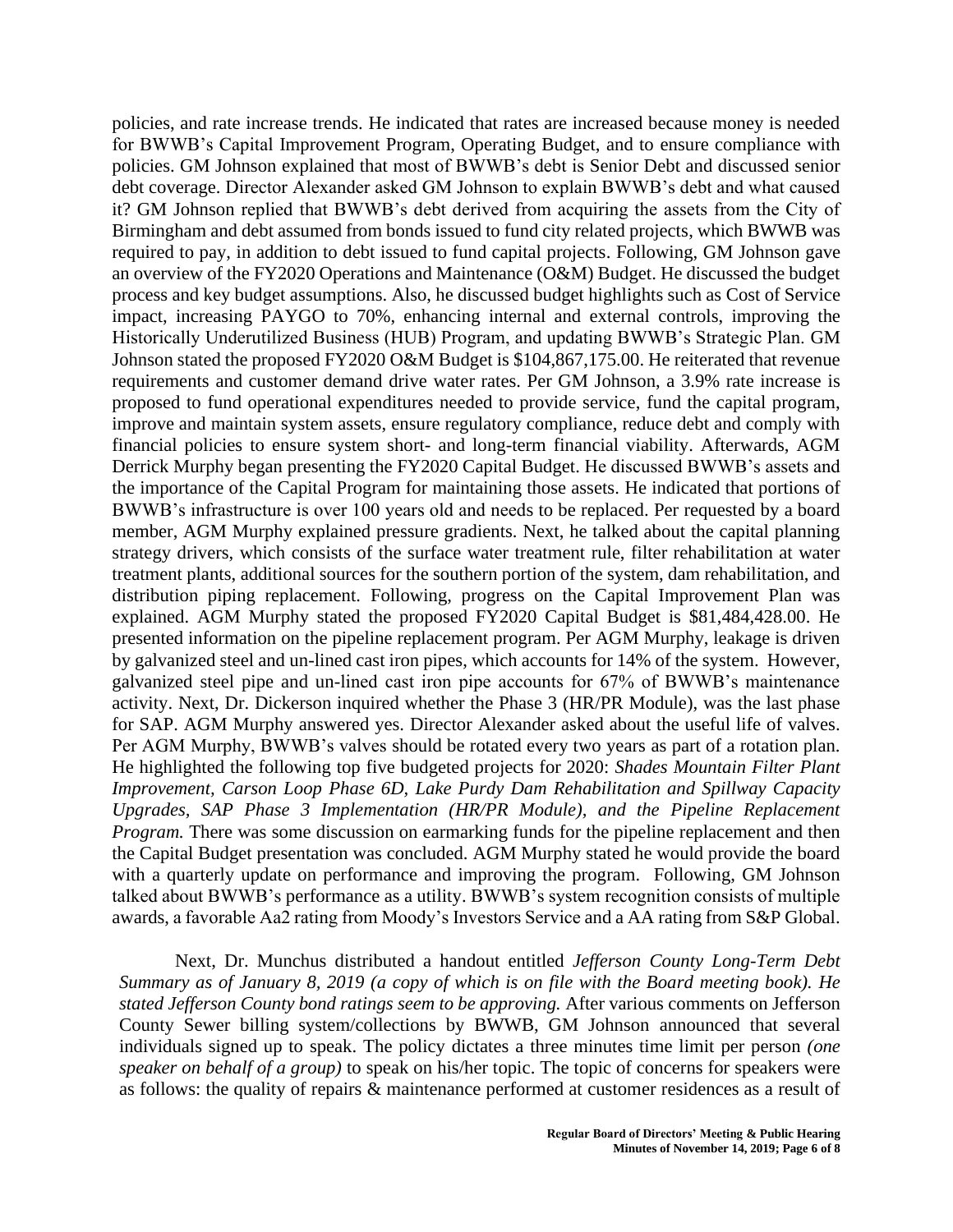policies, and rate increase trends. He indicated that rates are increased because money is needed for BWWB's Capital Improvement Program, Operating Budget, and to ensure compliance with policies. GM Johnson explained that most of BWWB's debt is Senior Debt and discussed senior debt coverage. Director Alexander asked GM Johnson to explain BWWB's debt and what caused it? GM Johnson replied that BWWB's debt derived from acquiring the assets from the City of Birmingham and debt assumed from bonds issued to fund city related projects, which BWWB was required to pay, in addition to debt issued to fund capital projects. Following, GM Johnson gave an overview of the FY2020 Operations and Maintenance (O&M) Budget. He discussed the budget process and key budget assumptions. Also, he discussed budget highlights such as Cost of Service impact, increasing PAYGO to 70%, enhancing internal and external controls, improving the Historically Underutilized Business (HUB) Program, and updating BWWB's Strategic Plan. GM Johnson stated the proposed FY2020 O&M Budget is $104,867,175.00. He reiterated that revenue requirements and customer demand drive water rates. Per GM Johnson, a 3.9% rate increase is proposed to fund operational expenditures needed to provide service, fund the capital program, improve and maintain system assets, ensure regulatory compliance, reduce debt and comply with financial policies to ensure system short- and long-term financial viability. Afterwards, AGM Derrick Murphy began presenting the FY2020 Capital Budget. He discussed BWWB's assets and the importance of the Capital Program for maintaining those assets. He indicated that portions of BWWB's infrastructure is over 100 years old and needs to be replaced. Per requested by a board member, AGM Murphy explained pressure gradients. Next, he talked about the capital planning strategy drivers, which consists of the surface water treatment rule, filter rehabilitation at water treatment plants, additional sources for the southern portion of the system, dam rehabilitation, and distribution piping replacement. Following, progress on the Capital Improvement Plan was explained. AGM Murphy stated the proposed FY2020 Capital Budget is $81,484,428.00. He presented information on the pipeline replacement program. Per AGM Murphy, leakage is driven by galvanized steel and un-lined cast iron pipes, which accounts for 14% of the system. However, galvanized steel pipe and un-lined cast iron pipe accounts for 67% of BWWB's maintenance activity. Next, Dr. Dickerson inquired whether the Phase 3 (HR/PR Module), was the last phase for SAP. AGM Murphy answered yes. Director Alexander asked about the useful life of valves. Per AGM Murphy, BWWB's valves should be rotated every two years as part of a rotation plan. He highlighted the following top five budgeted projects for 2020: *Shades Mountain Filter Plant Improvement, Carson Loop Phase 6D, Lake Purdy Dam Rehabilitation and Spillway Capacity Upgrades, SAP Phase 3 Implementation (HR/PR Module), and the Pipeline Replacement Program.* There was some discussion on earmarking funds for the pipeline replacement and then the Capital Budget presentation was concluded. AGM Murphy stated he would provide the board with a quarterly update on performance and improving the program. Following, GM Johnson talked about BWWB's performance as a utility. BWWB's system recognition consists of multiple awards, a favorable Aa2 rating from Moody's Investors Service and a AA rating from S&P Global.

Next, Dr. Munchus distributed a handout entitled *Jefferson County Long-Term Debt Summary as of January 8, 2019 (a copy of which is on file with the Board meeting book). He stated Jefferson County bond ratings seem to be approving.* After various comments on Jefferson County Sewer billing system/collections by BWWB, GM Johnson announced that several individuals signed up to speak. The policy dictates a three minutes time limit per person *(one speaker on behalf of a group)* to speak on his/her topic. The topic of concerns for speakers were as follows: the quality of repairs & maintenance performed at customer residences as a result of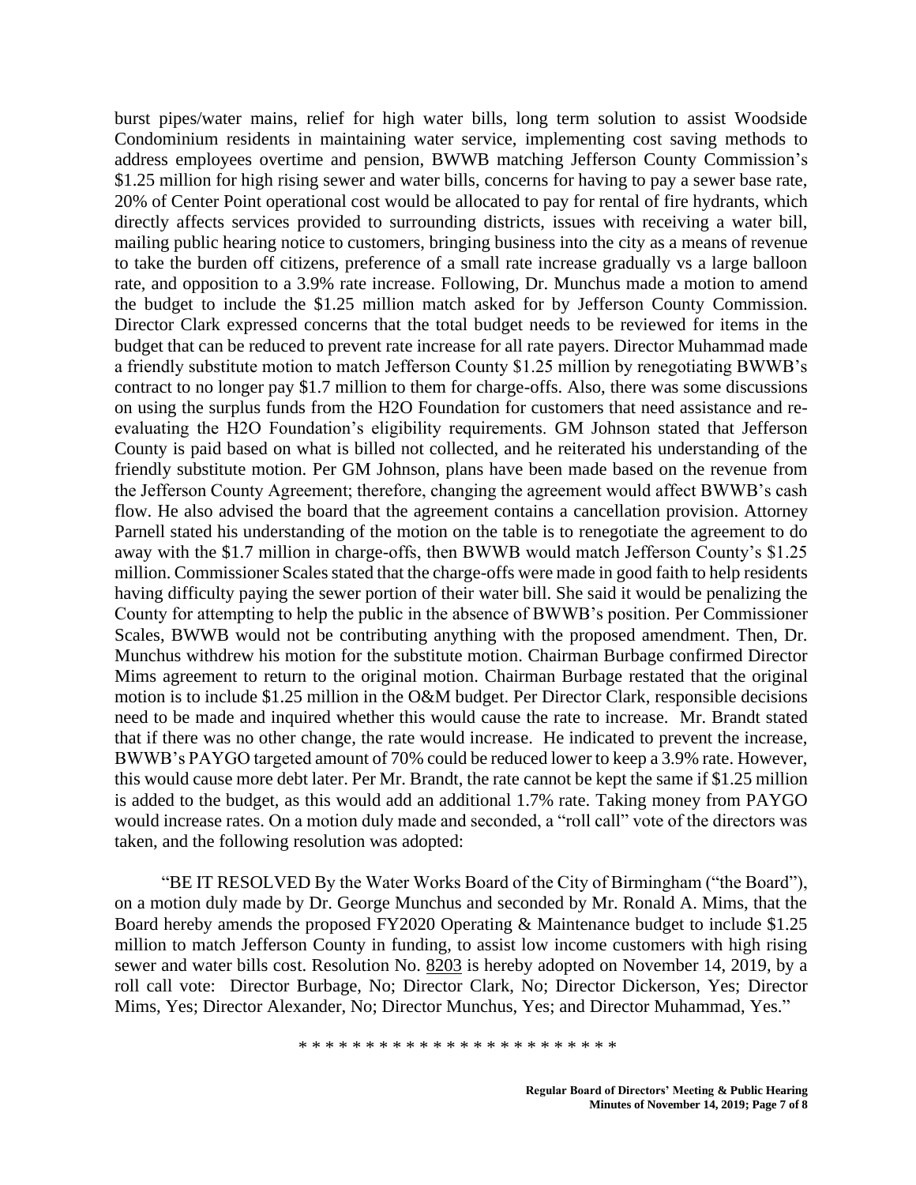burst pipes/water mains, relief for high water bills, long term solution to assist Woodside Condominium residents in maintaining water service, implementing cost saving methods to address employees overtime and pension, BWWB matching Jefferson County Commission's $1.25 million for high rising sewer and water bills, concerns for having to pay a sewer base rate, 20% of Center Point operational cost would be allocated to pay for rental of fire hydrants, which directly affects services provided to surrounding districts, issues with receiving a water bill, mailing public hearing notice to customers, bringing business into the city as a means of revenue to take the burden off citizens, preference of a small rate increase gradually vs a large balloon rate, and opposition to a 3.9% rate increase. Following, Dr. Munchus made a motion to amend the budget to include the $1.25 million match asked for by Jefferson County Commission. Director Clark expressed concerns that the total budget needs to be reviewed for items in the budget that can be reduced to prevent rate increase for all rate payers. Director Muhammad made a friendly substitute motion to match Jefferson County $1.25 million by renegotiating BWWB's contract to no longer pay $1.7 million to them for charge-offs. Also, there was some discussions on using the surplus funds from the H2O Foundation for customers that need assistance and re-evaluating the H2O Foundation's eligibility requirements. GM Johnson stated that Jefferson County is paid based on what is billed not collected, and he reiterated his understanding of the friendly substitute motion. Per GM Johnson, plans have been made based on the revenue from the Jefferson County Agreement; therefore, changing the agreement would affect BWWB's cash flow. He also advised the board that the agreement contains a cancellation provision. Attorney Parnell stated his understanding of the motion on the table is to renegotiate the agreement to do away with the $1.7 million in charge-offs, then BWWB would match Jefferson County's $1.25 million. Commissioner Scales stated that the charge-offs were made in good faith to help residents having difficulty paying the sewer portion of their water bill. She said it would be penalizing the County for attempting to help the public in the absence of BWWB's position. Per Commissioner Scales, BWWB would not be contributing anything with the proposed amendment. Then, Dr. Munchus withdrew his motion for the substitute motion. Chairman Burbage confirmed Director Mims agreement to return to the original motion. Chairman Burbage restated that the original motion is to include $1.25 million in the O&M budget. Per Director Clark, responsible decisions need to be made and inquired whether this would cause the rate to increase. Mr. Brandt stated that if there was no other change, the rate would increase. He indicated to prevent the increase, BWWB's PAYGO targeted amount of 70% could be reduced lower to keep a 3.9% rate. However, this would cause more debt later. Per Mr. Brandt, the rate cannot be kept the same if $1.25 million is added to the budget, as this would add an additional 1.7% rate. Taking money from PAYGO would increase rates. On a motion duly made and seconded, a "roll call" vote of the directors was taken, and the following resolution was adopted:

"BE IT RESOLVED By the Water Works Board of the City of Birmingham ("the Board"), on a motion duly made by Dr. George Munchus and seconded by Mr. Ronald A. Mims, that the Board hereby amends the proposed FY2020 Operating & Maintenance budget to include $1.25 million to match Jefferson County in funding, to assist low income customers with high rising sewer and water bills cost. Resolution No. 8203 is hereby adopted on November 14, 2019, by a roll call vote: Director Burbage, No; Director Clark, No; Director Dickerson, Yes; Director Mims, Yes; Director Alexander, No; Director Munchus, Yes; and Director Muhammad, Yes."

* * * * * * * * * * * * * * * * * * * * * * * *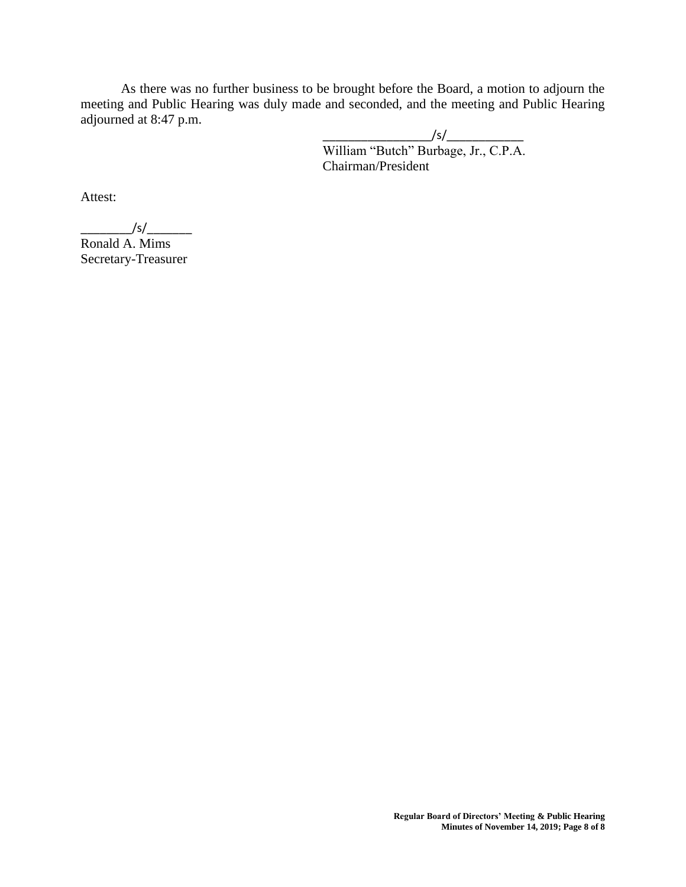As there was no further business to be brought before the Board, a motion to adjourn the meeting and Public Hearing was duly made and seconded, and the meeting and Public Hearing adjourned at 8:47 p.m.

_______________/s/___________
William "Butch" Burbage, Jr., C.P.A.
Chairman/President

Attest:

_______/s/_______
Ronald A. Mims
Secretary-Treasurer